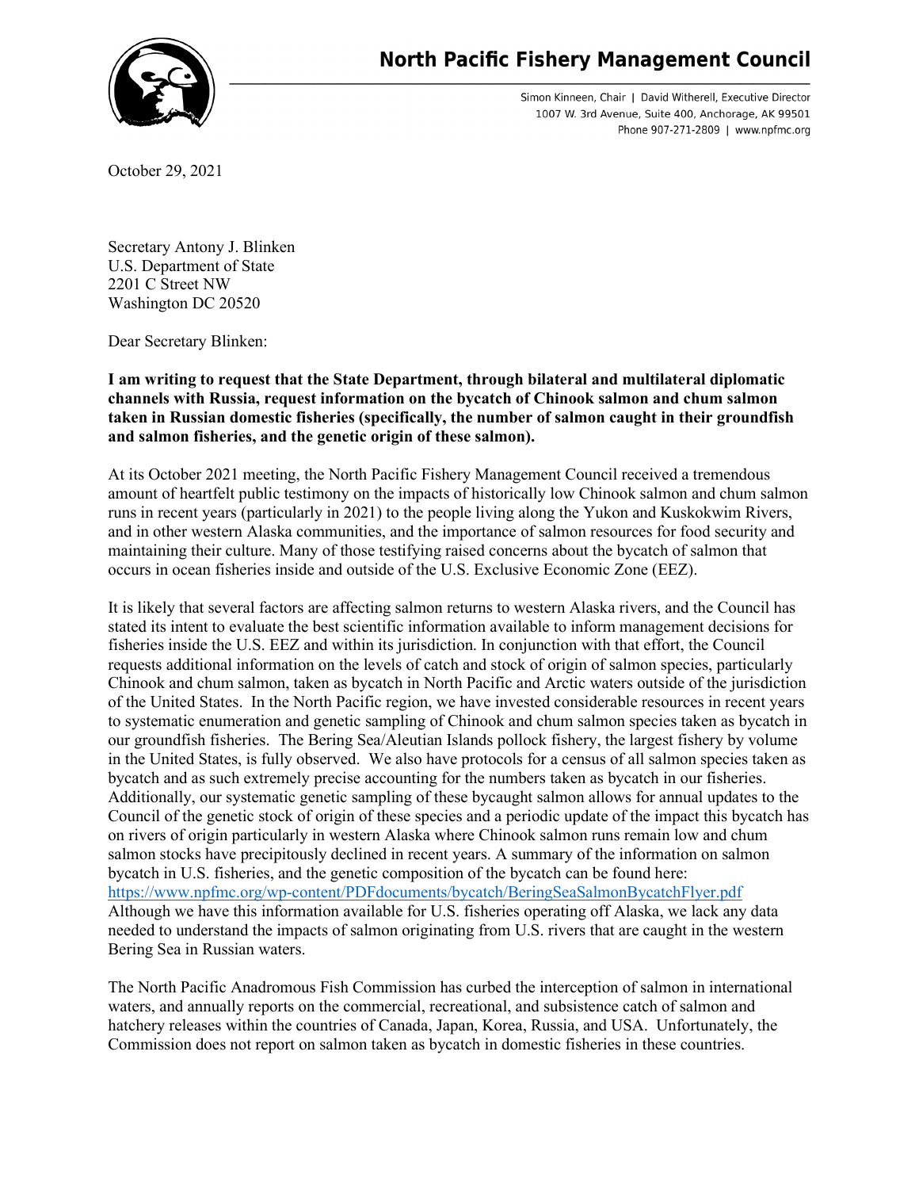# North Pacific Fishery Management Council

Simon Kinneen, Chair | David Witherell, Executive Director
1007 W. 3rd Avenue, Suite 400, Anchorage, AK 99501
Phone 907-271-2809 | www.npfmc.org

October 29, 2021

Secretary Antony J. Blinken
U.S. Department of State
2201 C Street NW
Washington DC 20520

Dear Secretary Blinken:

**I am writing to request that the State Department, through bilateral and multilateral diplomatic channels with Russia, request information on the bycatch of Chinook salmon and chum salmon taken in Russian domestic fisheries (specifically, the number of salmon caught in their groundfish and salmon fisheries, and the genetic origin of these salmon).**

At its October 2021 meeting, the North Pacific Fishery Management Council received a tremendous amount of heartfelt public testimony on the impacts of historically low Chinook salmon and chum salmon runs in recent years (particularly in 2021) to the people living along the Yukon and Kuskokwim Rivers, and in other western Alaska communities, and the importance of salmon resources for food security and maintaining their culture. Many of those testifying raised concerns about the bycatch of salmon that occurs in ocean fisheries inside and outside of the U.S. Exclusive Economic Zone (EEZ).

It is likely that several factors are affecting salmon returns to western Alaska rivers, and the Council has stated its intent to evaluate the best scientific information available to inform management decisions for fisheries inside the U.S. EEZ and within its jurisdiction. In conjunction with that effort, the Council requests additional information on the levels of catch and stock of origin of salmon species, particularly Chinook and chum salmon, taken as bycatch in North Pacific and Arctic waters outside of the jurisdiction of the United States. In the North Pacific region, we have invested considerable resources in recent years to systematic enumeration and genetic sampling of Chinook and chum salmon species taken as bycatch in our groundfish fisheries. The Bering Sea/Aleutian Islands pollock fishery, the largest fishery by volume in the United States, is fully observed. We also have protocols for a census of all salmon species taken as bycatch and as such extremely precise accounting for the numbers taken as bycatch in our fisheries. Additionally, our systematic genetic sampling of these bycaught salmon allows for annual updates to the Council of the genetic stock of origin of these species and a periodic update of the impact this bycatch has on rivers of origin particularly in western Alaska where Chinook salmon runs remain low and chum salmon stocks have precipitously declined in recent years. A summary of the information on salmon bycatch in U.S. fisheries, and the genetic composition of the bycatch can be found here: https://www.npfmc.org/wp-content/PDFdocuments/bycatch/BeringSeaSalmonBycatchFlyer.pdf Although we have this information available for U.S. fisheries operating off Alaska, we lack any data needed to understand the impacts of salmon originating from U.S. rivers that are caught in the western Bering Sea in Russian waters.

The North Pacific Anadromous Fish Commission has curbed the interception of salmon in international waters, and annually reports on the commercial, recreational, and subsistence catch of salmon and hatchery releases within the countries of Canada, Japan, Korea, Russia, and USA. Unfortunately, the Commission does not report on salmon taken as bycatch in domestic fisheries in these countries.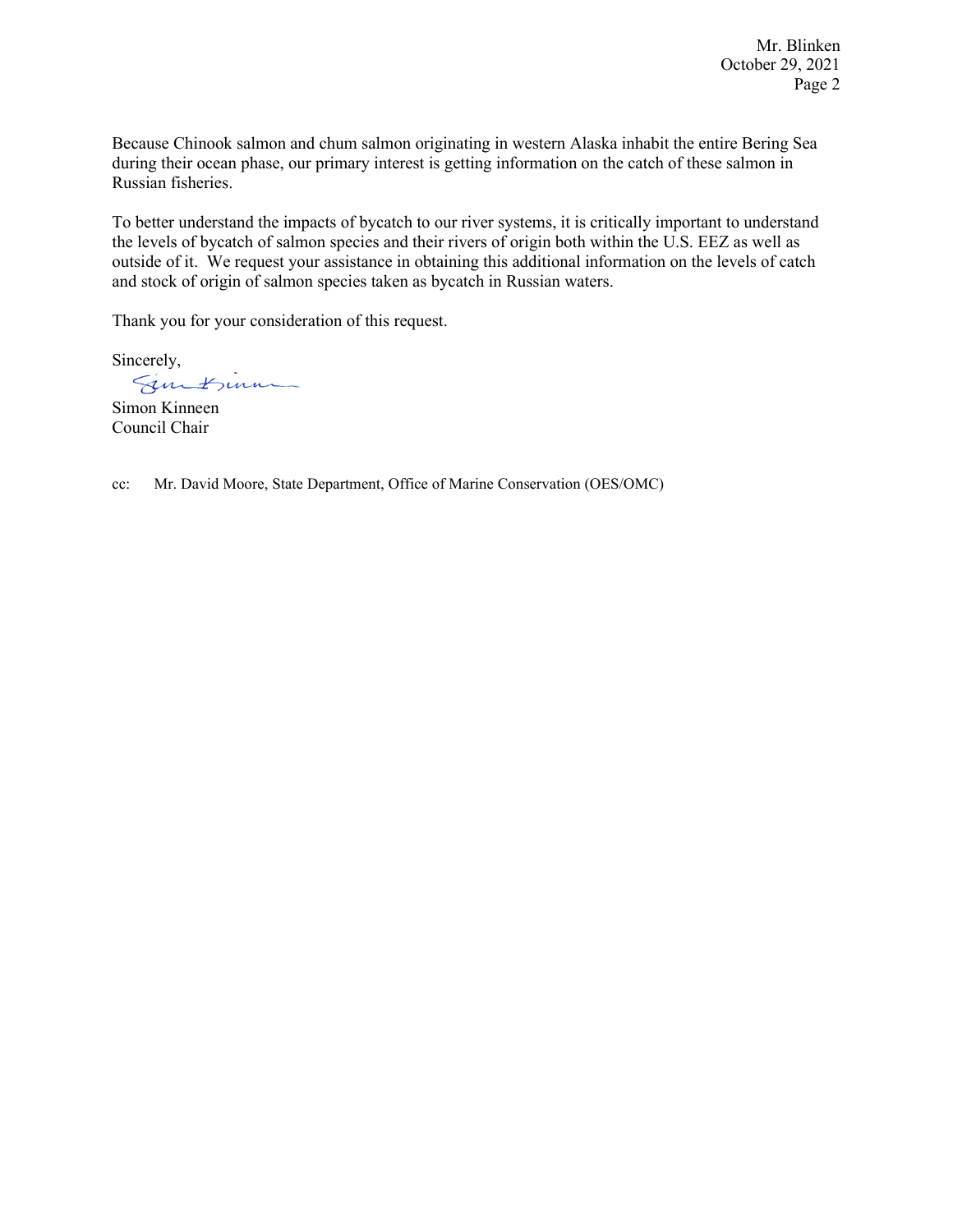Because Chinook salmon and chum salmon originating in western Alaska inhabit the entire Bering Sea during their ocean phase, our primary interest is getting information on the catch of these salmon in Russian fisheries.

To better understand the impacts of bycatch to our river systems, it is critically important to understand the levels of bycatch of salmon species and their rivers of origin both within the U.S. EEZ as well as outside of it. We request your assistance in obtaining this additional information on the levels of catch and stock of origin of salmon species taken as bycatch in Russian waters.

Thank you for your consideration of this request.

Sincerely,

Simon Kinneen
Council Chair

cc: Mr. David Moore, State Department, Office of Marine Conservation (OES/OMC)